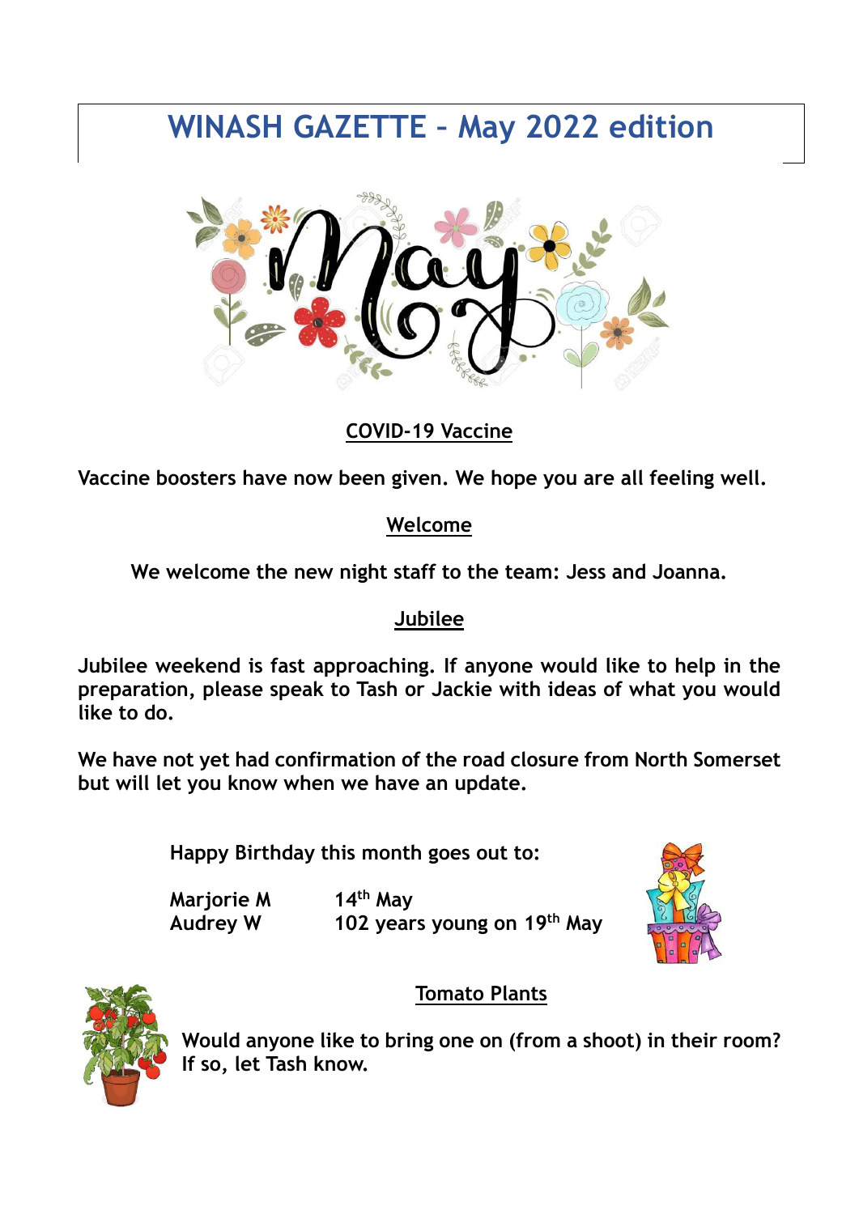# WINASH GAZETTE – May 2022 edition

## COVID-19 Vaccine

**Vaccine boosters have now been given. We hope you are all feeling well.**

## Welcome

**We welcome the new night staff to the team: Jess and Joanna.**

## Jubilee

**Jubilee weekend is fast approaching. If anyone would like to help in the preparation, please speak to Tash or Jackie with ideas of what you would like to do.**

**We have not yet had confirmation of the road closure from North Somerset but will let you know when we have an update.**

**Happy Birthday this month goes out to:**

| | |
|---|---|
| **Marjorie M** | **14th May** |
| **Audrey W** | **102 years young on 19th May** |

## Tomato Plants

**Would anyone like to bring one on (from a shoot) in their room? If so, let Tash know.**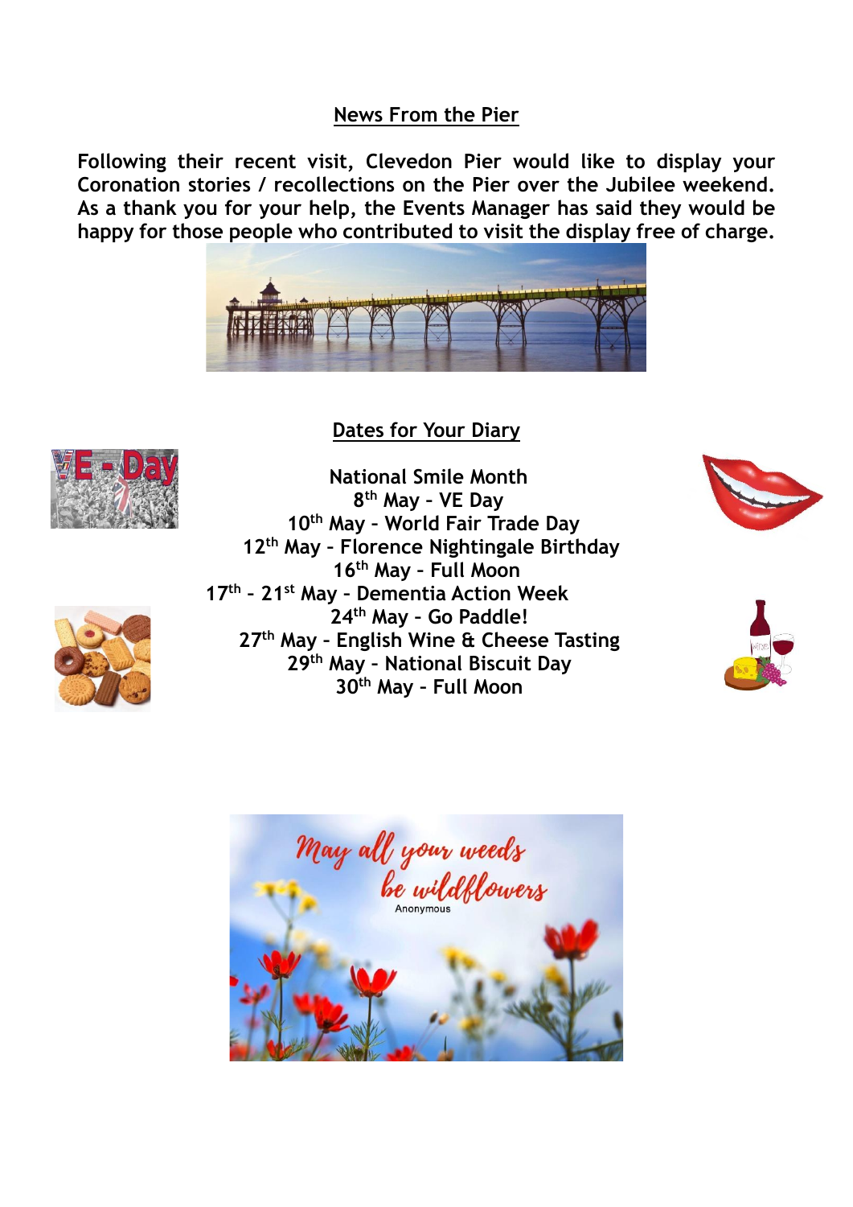## News From the Pier

**Following their recent visit, Clevedon Pier would like to display your Coronation stories / recollections on the Pier over the Jubilee weekend. As a thank you for your help, the Events Manager has said they would be happy for those people who contributed to visit the display free of charge.**

## Dates for Your Diary

National Smile Month

8th May – VE Day

10th May – World Fair Trade Day

12th May – Florence Nightingale Birthday

16th May – Full Moon

17th – 21st May - Dementia Action Week

24th May – Go Paddle!

27th May – English Wine & Cheese Tasting

29th May – National Biscuit Day

30th May – Full Moon